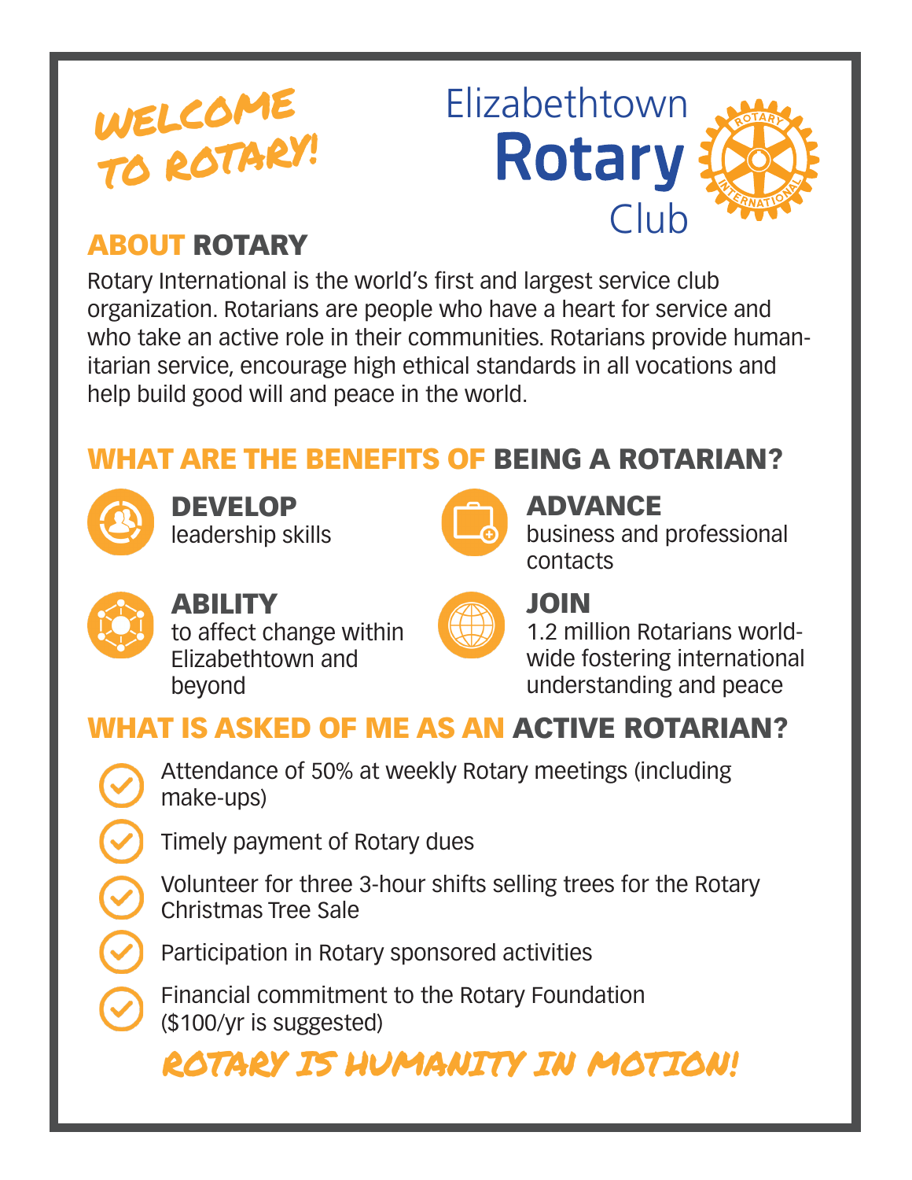# WELCOME TO ROTARY!

Elizabethtown **Rotary** Club

## ABOUT ROTARY

Rotary International is the world's first and largest service club organization. Rotarians are people who have a heart for service and who take an active role in their communities. Rotarians provide humanitarian service, encourage high ethical standards in all vocations and help build good will and peace in the world.

## WHAT ARE THE BENEFITS OF BEING A ROTARIAN?

**DEVELOP**
leadership skills

**ADVANCE**
business and professional contacts

**ABILITY**
to affect change within Elizabethtown and beyond

**JOIN**
1.2 million Rotarians worldwide fostering international understanding and peace

## WHAT IS ASKED OF ME AS AN ACTIVE ROTARIAN?

- Attendance of 50% at weekly Rotary meetings (including make-ups)
- Timely payment of Rotary dues
- Volunteer for three 3-hour shifts selling trees for the Rotary Christmas Tree Sale
- Participation in Rotary sponsored activities
- Financial commitment to the Rotary Foundation ($100/yr is suggested)

**ROTARY IS HUMANITY IN MOTION!**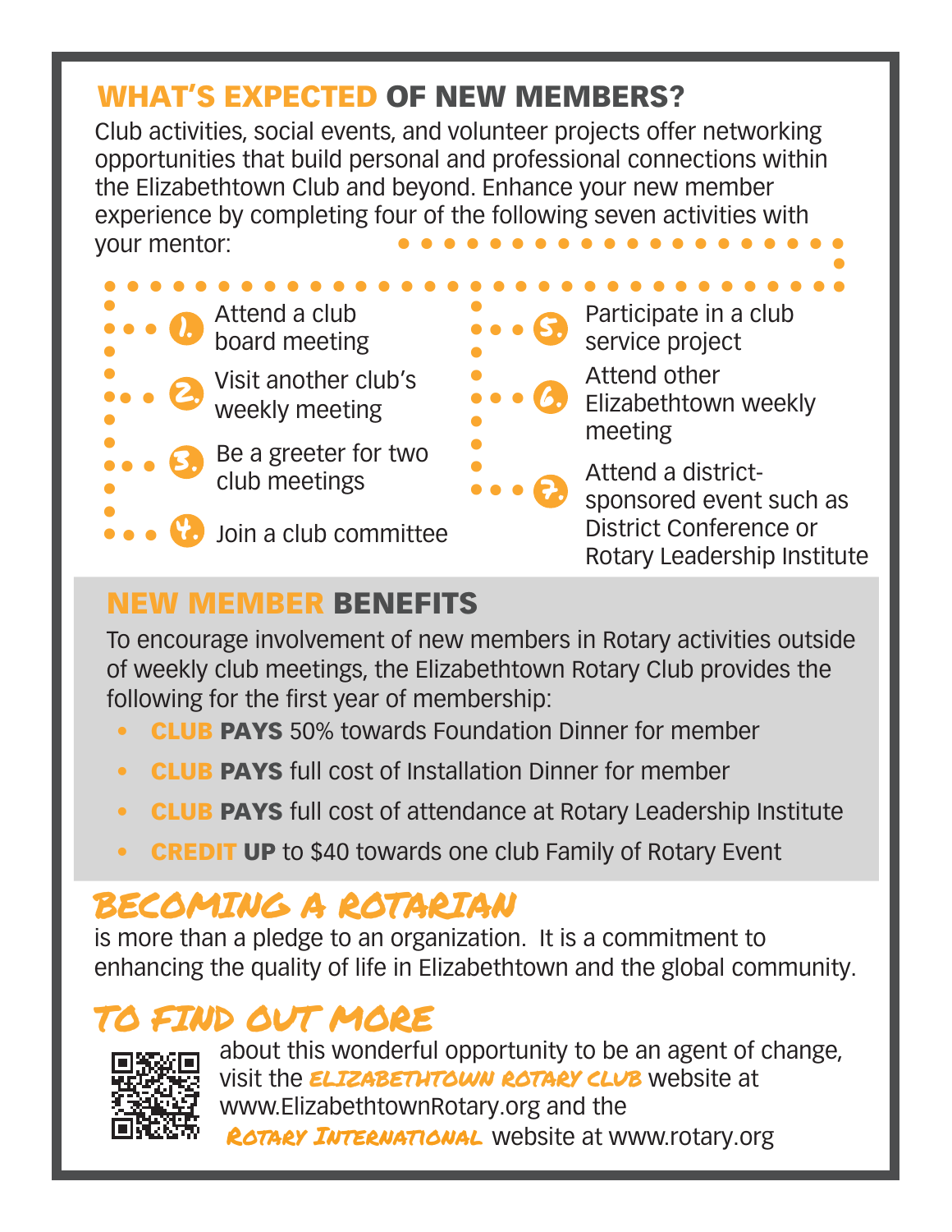## WHAT'S EXPECTED OF NEW MEMBERS?

Club activities, social events, and volunteer projects offer networking opportunities that build personal and professional connections within the Elizabethtown Club and beyond. Enhance your new member experience by completing four of the following seven activities with your mentor:

1. Attend a club board meeting
2. Visit another club's weekly meeting
3. Be a greeter for two club meetings
4. Join a club committee
5. Participate in a club service project
6. Attend other Elizabethtown weekly meeting
7. Attend a district-sponsored event such as District Conference or Rotary Leadership Institute

## NEW MEMBER BENEFITS

To encourage involvement of new members in Rotary activities outside of weekly club meetings, the Elizabethtown Rotary Club provides the following for the first year of membership:

- **CLUB PAYS** 50% towards Foundation Dinner for member
- **CLUB PAYS** full cost of Installation Dinner for member
- **CLUB PAYS** full cost of attendance at Rotary Leadership Institute
- **CREDIT UP** to $40 towards one club Family of Rotary Event

## BECOMING A ROTARIAN

is more than a pledge to an organization. It is a commitment to enhancing the quality of life in Elizabethtown and the global community.

## TO FIND OUT MORE

about this wonderful opportunity to be an agent of change, visit the **ELIZABETHTOWN ROTARY CLUB** website at www.ElizabethtownRotary.org and the **ROTARY INTERNATIONAL** website at www.rotary.org